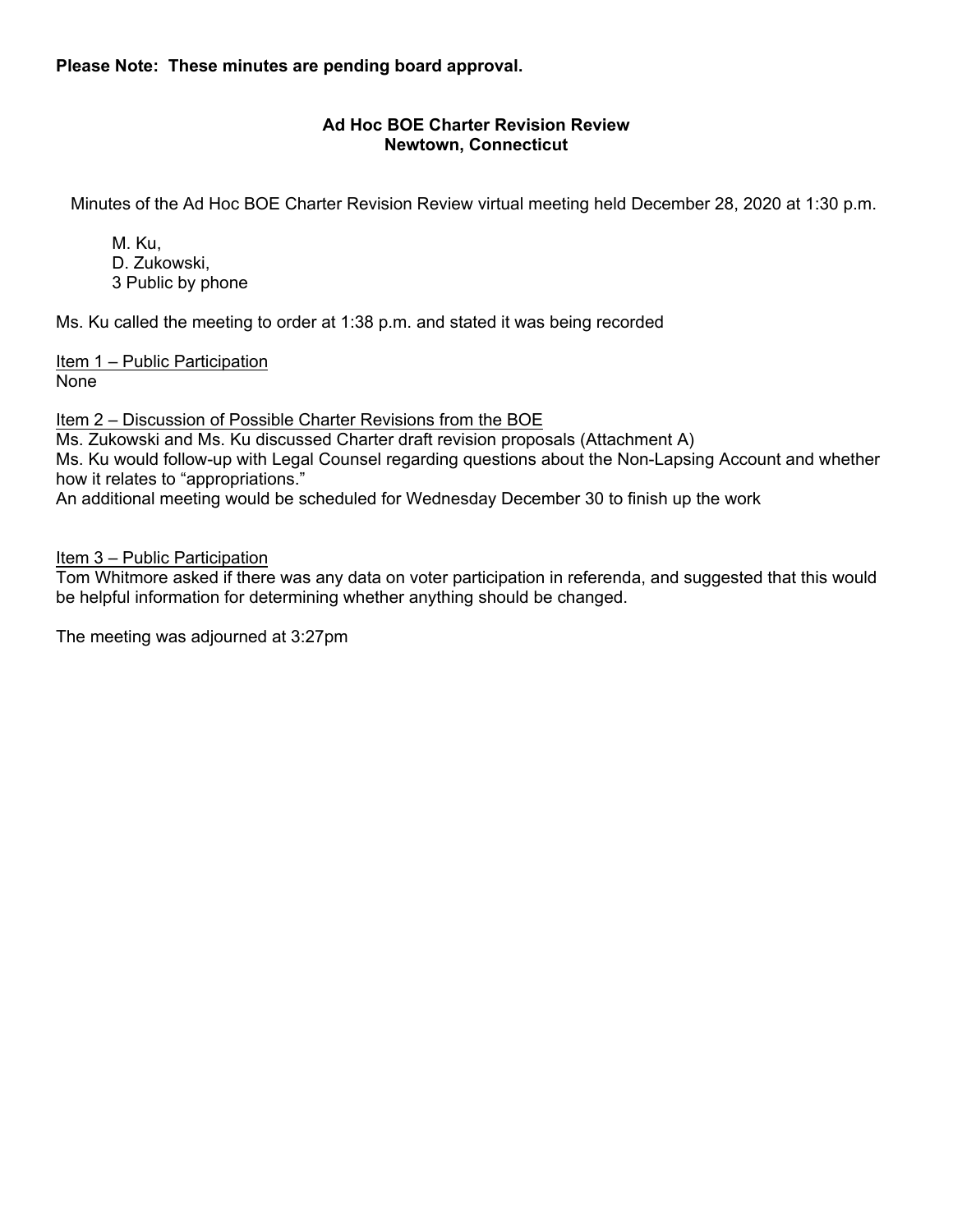**Please Note: These minutes are pending board approval.**

## Ad Hoc BOE Charter Revision Review
## Newtown, Connecticut

Minutes of the Ad Hoc BOE Charter Revision Review virtual meeting held December 28, 2020 at 1:30 p.m.

M. Ku,
D. Zukowski,
3 Public by phone

Ms. Ku called the meeting to order at 1:38 p.m. and stated it was being recorded

Item 1 – Public Participation
None

Item 2 – Discussion of Possible Charter Revisions from the BOE
Ms. Zukowski and Ms. Ku discussed Charter draft revision proposals (Attachment A)
Ms. Ku would follow-up with Legal Counsel regarding questions about the Non-Lapsing Account and whether how it relates to "appropriations."
An additional meeting would be scheduled for Wednesday December 30 to finish up the work

Item 3 – Public Participation
Tom Whitmore asked if there was any data on voter participation in referenda, and suggested that this would be helpful information for determining whether anything should be changed.

The meeting was adjourned at 3:27pm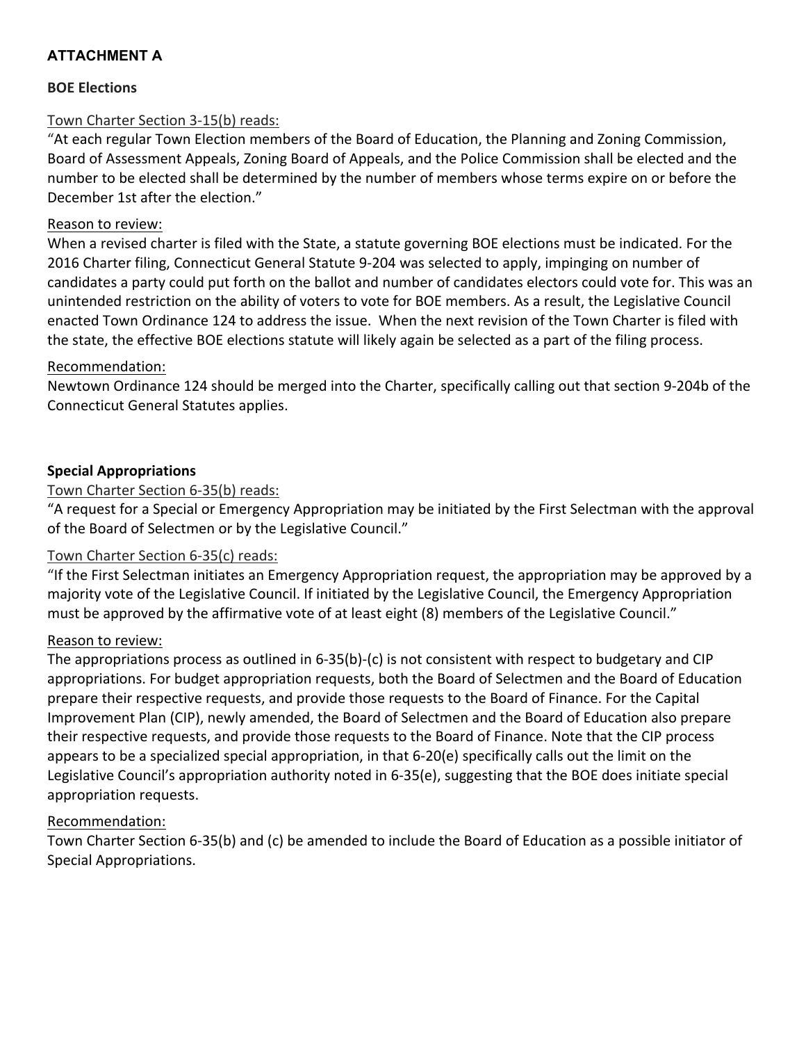## ATTACHMENT A

### BOE Elections

Town Charter Section 3-15(b) reads:

"At each regular Town Election members of the Board of Education, the Planning and Zoning Commission, Board of Assessment Appeals, Zoning Board of Appeals, and the Police Commission shall be elected and the number to be elected shall be determined by the number of members whose terms expire on or before the December 1st after the election."

Reason to review:

When a revised charter is filed with the State, a statute governing BOE elections must be indicated. For the 2016 Charter filing, Connecticut General Statute 9-204 was selected to apply, impinging on number of candidates a party could put forth on the ballot and number of candidates electors could vote for. This was an unintended restriction on the ability of voters to vote for BOE members. As a result, the Legislative Council enacted Town Ordinance 124 to address the issue. When the next revision of the Town Charter is filed with the state, the effective BOE elections statute will likely again be selected as a part of the filing process.

Recommendation:

Newtown Ordinance 124 should be merged into the Charter, specifically calling out that section 9-204b of the Connecticut General Statutes applies.

### Special Appropriations

Town Charter Section 6-35(b) reads:

"A request for a Special or Emergency Appropriation may be initiated by the First Selectman with the approval of the Board of Selectmen or by the Legislative Council."

Town Charter Section 6-35(c) reads:

"If the First Selectman initiates an Emergency Appropriation request, the appropriation may be approved by a majority vote of the Legislative Council. If initiated by the Legislative Council, the Emergency Appropriation must be approved by the affirmative vote of at least eight (8) members of the Legislative Council."

Reason to review:

The appropriations process as outlined in 6-35(b)-(c) is not consistent with respect to budgetary and CIP appropriations. For budget appropriation requests, both the Board of Selectmen and the Board of Education prepare their respective requests, and provide those requests to the Board of Finance. For the Capital Improvement Plan (CIP), newly amended, the Board of Selectmen and the Board of Education also prepare their respective requests, and provide those requests to the Board of Finance. Note that the CIP process appears to be a specialized special appropriation, in that 6-20(e) specifically calls out the limit on the Legislative Council's appropriation authority noted in 6-35(e), suggesting that the BOE does initiate special appropriation requests.

Recommendation:

Town Charter Section 6-35(b) and (c) be amended to include the Board of Education as a possible initiator of Special Appropriations.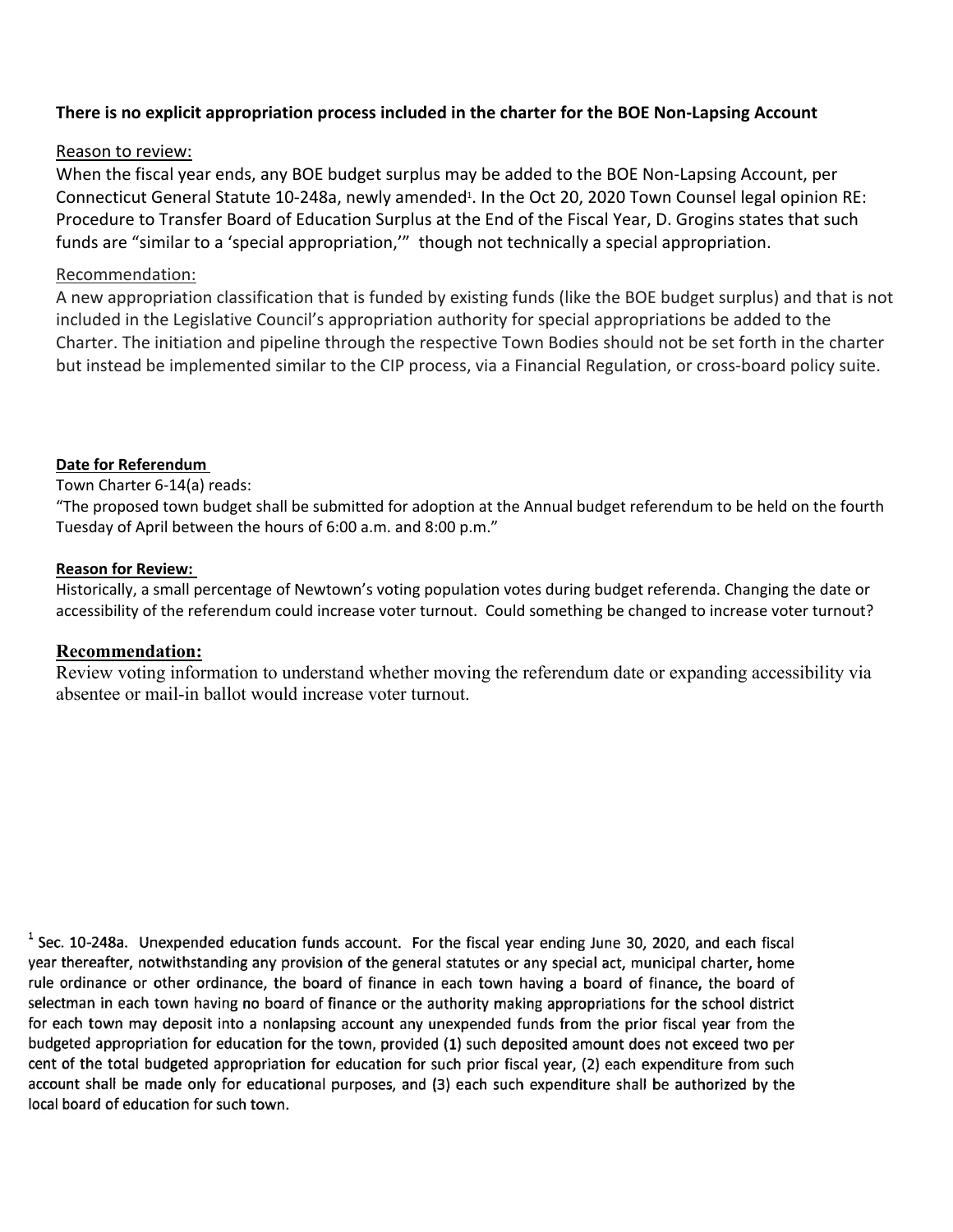**There is no explicit appropriation process included in the charter for the BOE Non-Lapsing Account**

Reason to review:

When the fiscal year ends, any BOE budget surplus may be added to the BOE Non-Lapsing Account, per Connecticut General Statute 10-248a, newly amended[1]. In the Oct 20, 2020 Town Counsel legal opinion RE: Procedure to Transfer Board of Education Surplus at the End of the Fiscal Year, D. Grogins states that such funds are "similar to a 'special appropriation,'" though not technically a special appropriation.

Recommendation:

A new appropriation classification that is funded by existing funds (like the BOE budget surplus) and that is not included in the Legislative Council's appropriation authority for special appropriations be added to the Charter. The initiation and pipeline through the respective Town Bodies should not be set forth in the charter but instead be implemented similar to the CIP process, via a Financial Regulation, or cross-board policy suite.

**Date for Referendum**

Town Charter 6-14(a) reads:

"The proposed town budget shall be submitted for adoption at the Annual budget referendum to be held on the fourth Tuesday of April between the hours of 6:00 a.m. and 8:00 p.m."

**Reason for Review:**

Historically, a small percentage of Newtown's voting population votes during budget referenda. Changing the date or accessibility of the referendum could increase voter turnout. Could something be changed to increase voter turnout?

**Recommendation:**

Review voting information to understand whether moving the referendum date or expanding accessibility via absentee or mail-in ballot would increase voter turnout.

[1] Sec. 10-248a. Unexpended education funds account. For the fiscal year ending June 30, 2020, and each fiscal year thereafter, notwithstanding any provision of the general statutes or any special act, municipal charter, home rule ordinance or other ordinance, the board of finance in each town having a board of finance, the board of selectman in each town having no board of finance or the authority making appropriations for the school district for each town may deposit into a nonlapsing account any unexpended funds from the prior fiscal year from the budgeted appropriation for education for the town, provided (1) such deposited amount does not exceed two per cent of the total budgeted appropriation for education for such prior fiscal year, (2) each expenditure from such account shall be made only for educational purposes, and (3) each such expenditure shall be authorized by the local board of education for such town.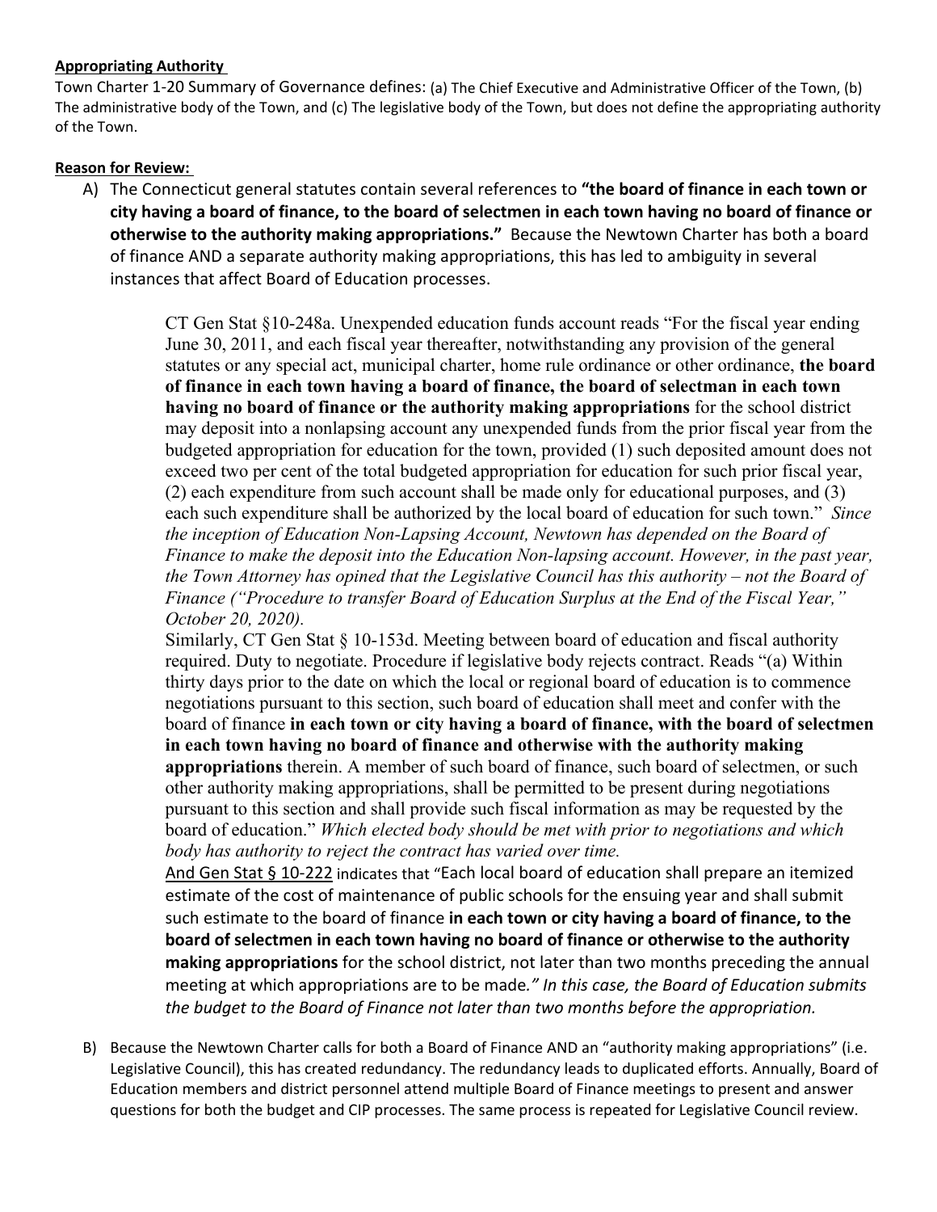**<u>Appropriating Authority</u>**

Town Charter 1-20 Summary of Governance defines: (a) The Chief Executive and Administrative Officer of the Town, (b) The administrative body of the Town, and (c) The legislative body of the Town, but does not define the appropriating authority of the Town.

**<u>Reason for Review:</u>**

A) The Connecticut general statutes contain several references to **"the board of finance in each town or city having a board of finance, to the board of selectmen in each town having no board of finance or otherwise to the authority making appropriations."** Because the Newtown Charter has both a board of finance AND a separate authority making appropriations, this has led to ambiguity in several instances that affect Board of Education processes.

   CT Gen Stat §10-248a. Unexpended education funds account reads "For the fiscal year ending June 30, 2011, and each fiscal year thereafter, notwithstanding any provision of the general statutes or any special act, municipal charter, home rule ordinance or other ordinance, **the board of finance in each town having a board of finance, the board of selectman in each town having no board of finance or the authority making appropriations** for the school district may deposit into a nonlapsing account any unexpended funds from the prior fiscal year from the budgeted appropriation for education for the town, provided (1) such deposited amount does not exceed two per cent of the total budgeted appropriation for education for such prior fiscal year, (2) each expenditure from such account shall be made only for educational purposes, and (3) each such expenditure shall be authorized by the local board of education for such town." *Since the inception of Education Non-Lapsing Account, Newtown has depended on the Board of Finance to make the deposit into the Education Non-lapsing account. However, in the past year, the Town Attorney has opined that the Legislative Council has this authority – not the Board of Finance ("Procedure to transfer Board of Education Surplus at the End of the Fiscal Year," October 20, 2020).*

   Similarly, CT Gen Stat § 10-153d. Meeting between board of education and fiscal authority required. Duty to negotiate. Procedure if legislative body rejects contract. Reads "(a) Within thirty days prior to the date on which the local or regional board of education is to commence negotiations pursuant to this section, such board of education shall meet and confer with the board of finance **in each town or city having a board of finance, with the board of selectmen in each town having no board of finance and otherwise with the authority making appropriations** therein. A member of such board of finance, such board of selectmen, or such other authority making appropriations, shall be permitted to be present during negotiations pursuant to this section and shall provide such fiscal information as may be requested by the board of education." *Which elected body should be met with prior to negotiations and which body has authority to reject the contract has varied over time.*

   <u>And Gen Stat § 10-222</u> indicates that "Each local board of education shall prepare an itemized estimate of the cost of maintenance of public schools for the ensuing year and shall submit such estimate to the board of finance **in each town or city having a board of finance, to the board of selectmen in each town having no board of finance or otherwise to the authority making appropriations** for the school district, not later than two months preceding the annual meeting at which appropriations are to be made*." In this case, the Board of Education submits the budget to the Board of Finance not later than two months before the appropriation.*

B) Because the Newtown Charter calls for both a Board of Finance AND an "authority making appropriations" (i.e. Legislative Council), this has created redundancy. The redundancy leads to duplicated efforts. Annually, Board of Education members and district personnel attend multiple Board of Finance meetings to present and answer questions for both the budget and CIP processes. The same process is repeated for Legislative Council review.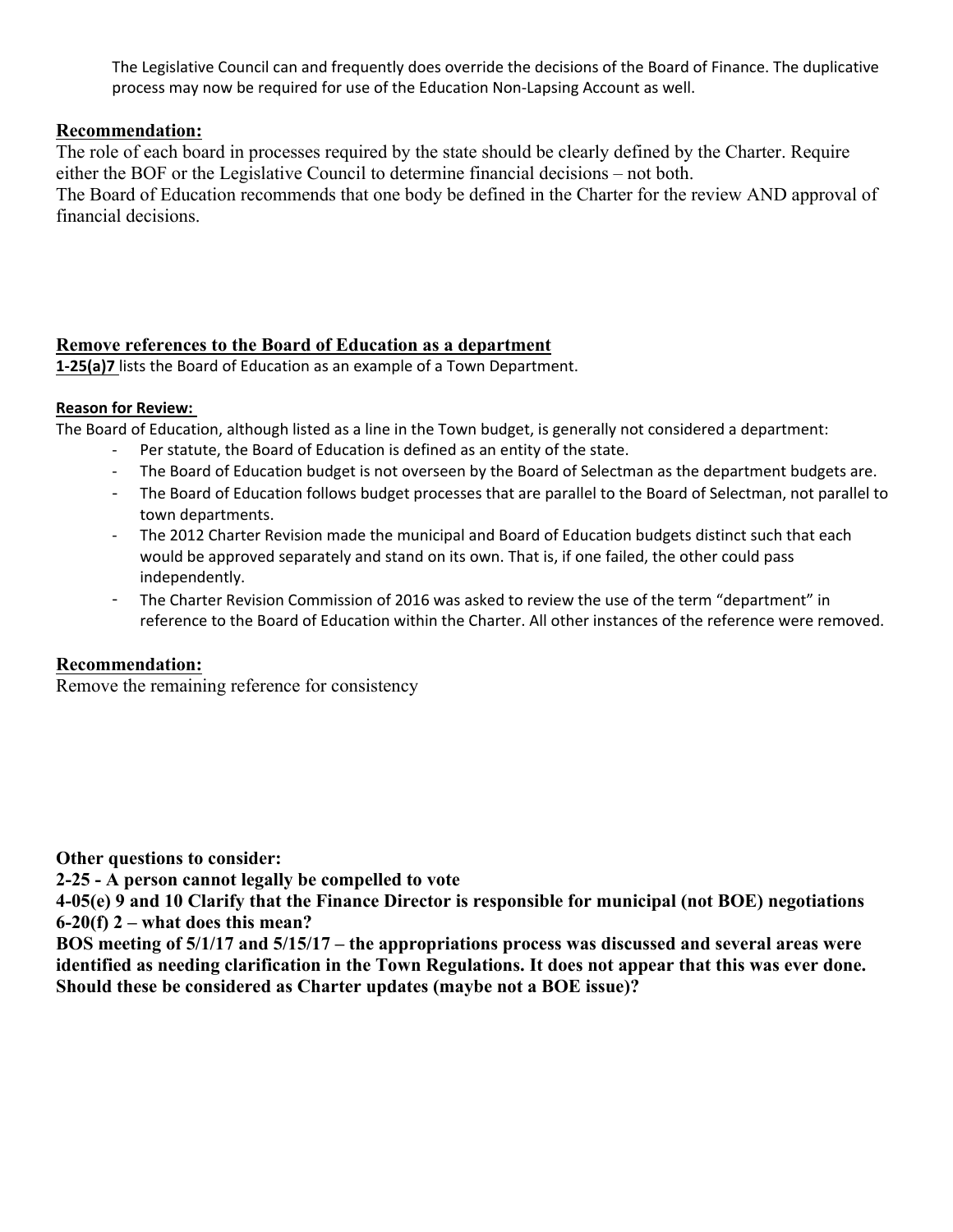The Legislative Council can and frequently does override the decisions of the Board of Finance. The duplicative process may now be required for use of the Education Non-Lapsing Account as well.

**Recommendation:**

The role of each board in processes required by the state should be clearly defined by the Charter. Require either the BOF or the Legislative Council to determine financial decisions – not both.

The Board of Education recommends that one body be defined in the Charter for the review AND approval of financial decisions.

**Remove references to the Board of Education as a department**

**1-25(a)7** lists the Board of Education as an example of a Town Department.

**Reason for Review:**

The Board of Education, although listed as a line in the Town budget, is generally not considered a department:

- Per statute, the Board of Education is defined as an entity of the state.
- The Board of Education budget is not overseen by the Board of Selectman as the department budgets are.
- The Board of Education follows budget processes that are parallel to the Board of Selectman, not parallel to town departments.
- The 2012 Charter Revision made the municipal and Board of Education budgets distinct such that each would be approved separately and stand on its own. That is, if one failed, the other could pass independently.
- The Charter Revision Commission of 2016 was asked to review the use of the term "department" in reference to the Board of Education within the Charter. All other instances of the reference were removed.

**Recommendation:**

Remove the remaining reference for consistency

**Other questions to consider:**

**2-25 - A person cannot legally be compelled to vote**

**4-05(e) 9 and 10 Clarify that the Finance Director is responsible for municipal (not BOE) negotiations**

**6-20(f) 2 – what does this mean?**

**BOS meeting of 5/1/17 and 5/15/17 – the appropriations process was discussed and several areas were identified as needing clarification in the Town Regulations. It does not appear that this was ever done. Should these be considered as Charter updates (maybe not a BOE issue)?**